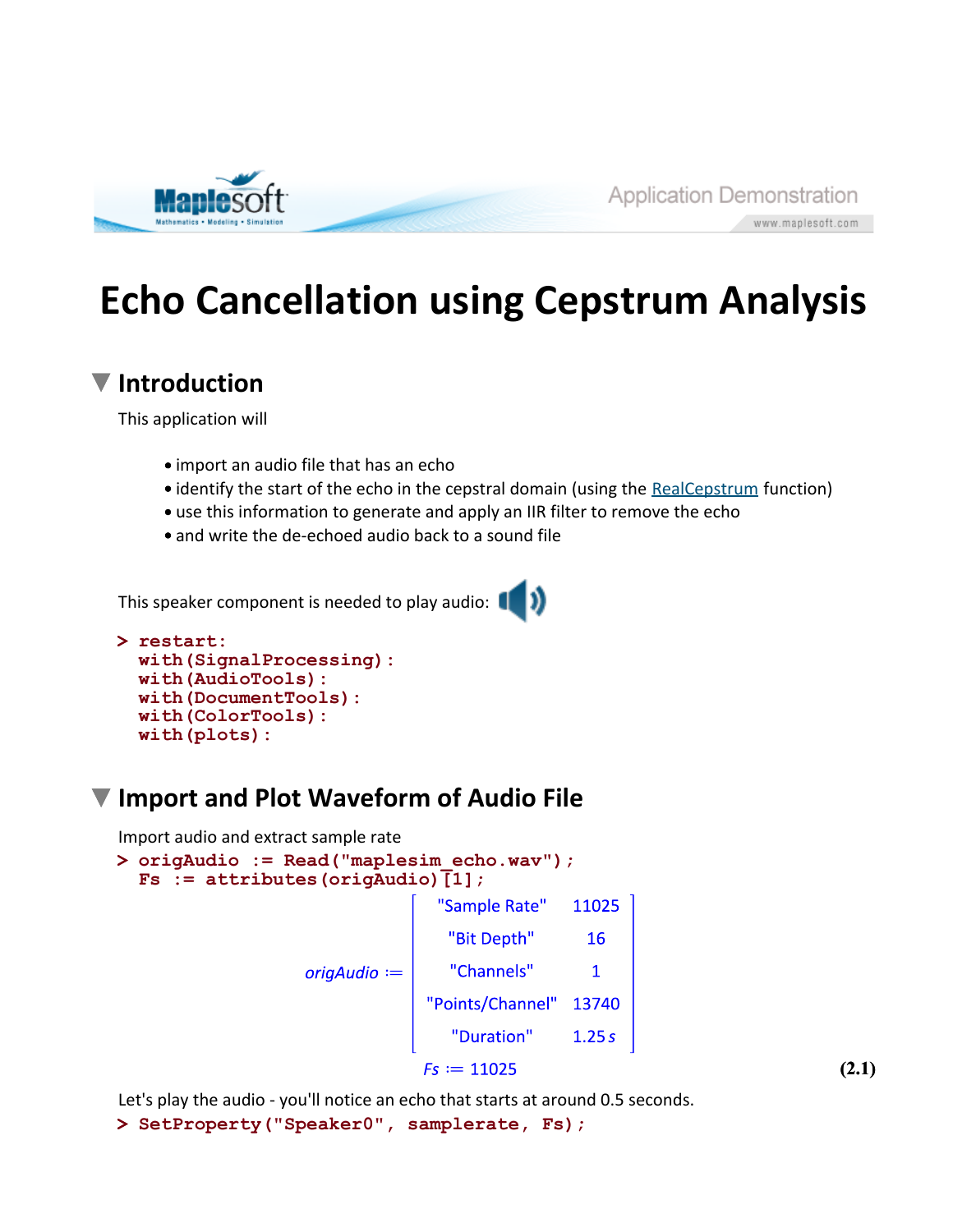# Echo Cancellation using Cepstrum Analysis

## Introduction

This application will

- import an audio file that has an echo
- identify the start of the echo in the cepstral domain (using the RealCepstrum function)
- use this information to generate and apply an IIR filter to remove the echo
- and write the de-echoed audio back to a sound file

This speaker component is needed to play audio:

```
> restart:
  with(SignalProcessing):
  with(AudioTools):
  with(DocumentTools):
  with(ColorTools):
  with(plots):
```

## Import and Plot Waveform of Audio File

Import audio and extract sample rate

```
> origAudio := Read("maplesim_echo.wav");
  Fs := attributes(origAudio)[1];
```

*origAudio* :=

| | |
|---|---|
| "Sample Rate" | 11025 |
| "Bit Depth" | 16 |
| "Channels" | 1 |
| "Points/Channel" | 13740 |
| "Duration" | 1.25 *s* |

*Fs* := 11025 **(2.1)**

Let's play the audio - you'll notice an echo that starts at around 0.5 seconds.

```
> SetProperty("Speaker0", samplerate, Fs);
```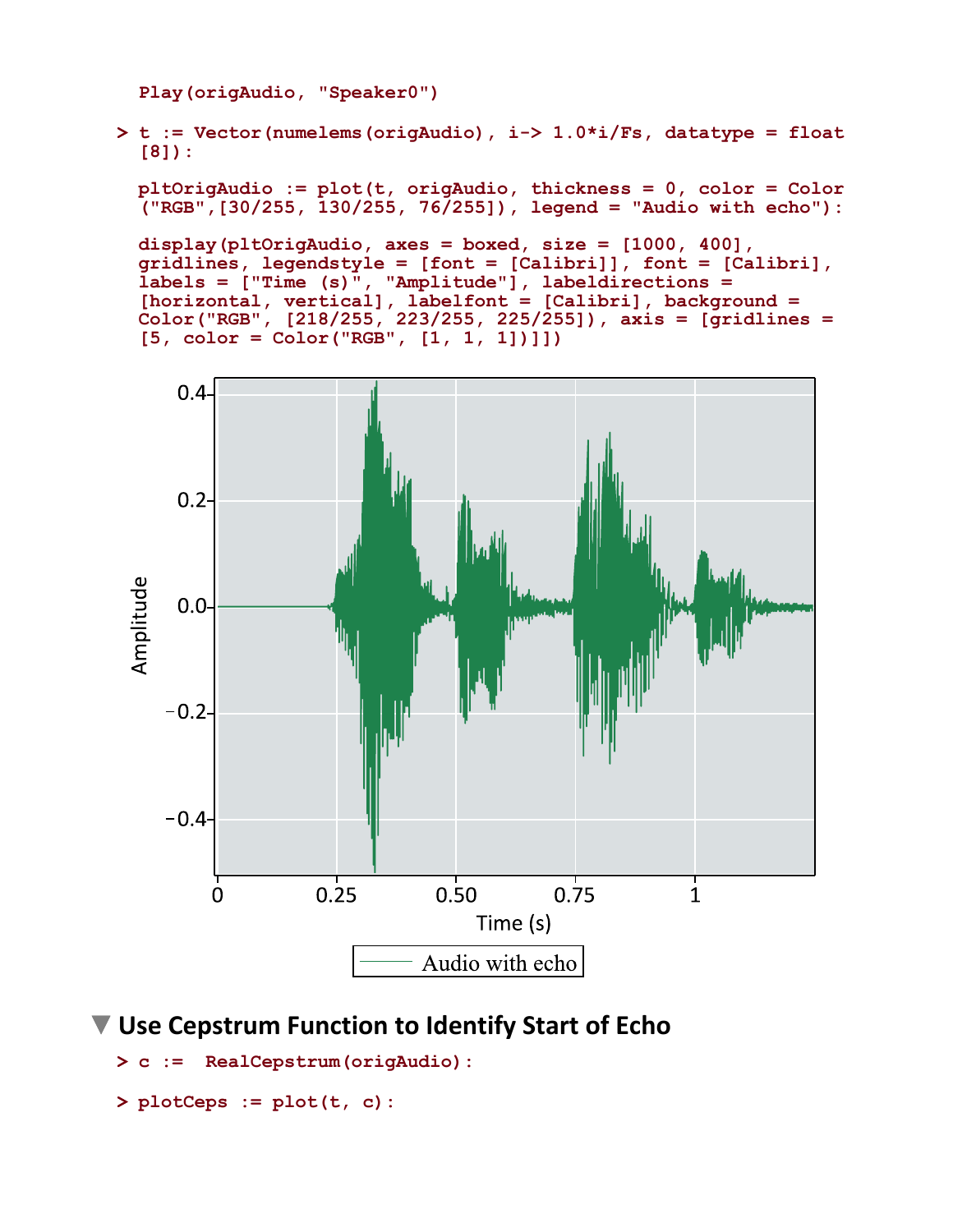```
Play(origAudio, "Speaker0")
```

```
> t := Vector(numelems(origAudio), i-> 1.0*i/Fs, datatype = float[8]):

pltOrigAudio := plot(t, origAudio, thickness = 0, color = Color("RGB",[30/255, 130/255, 76/255]), legend = "Audio with echo"):

display(pltOrigAudio, axes = boxed, size = [1000, 400], gridlines, legendstyle = [font = [Calibri]], font = [Calibri], labels = ["Time (s)", "Amplitude"], labeldirections = [horizontal, vertical], labelfont = [Calibri], background = Color("RGB", [218/255, 223/255, 225/255]), axis = [gridlines = [5, color = Color("RGB", [1, 1, 1])]])
```

## Use Cepstrum Function to Identify Start of Echo

```
> c := RealCepstrum(origAudio):
```

```
> plotCeps := plot(t, c):
```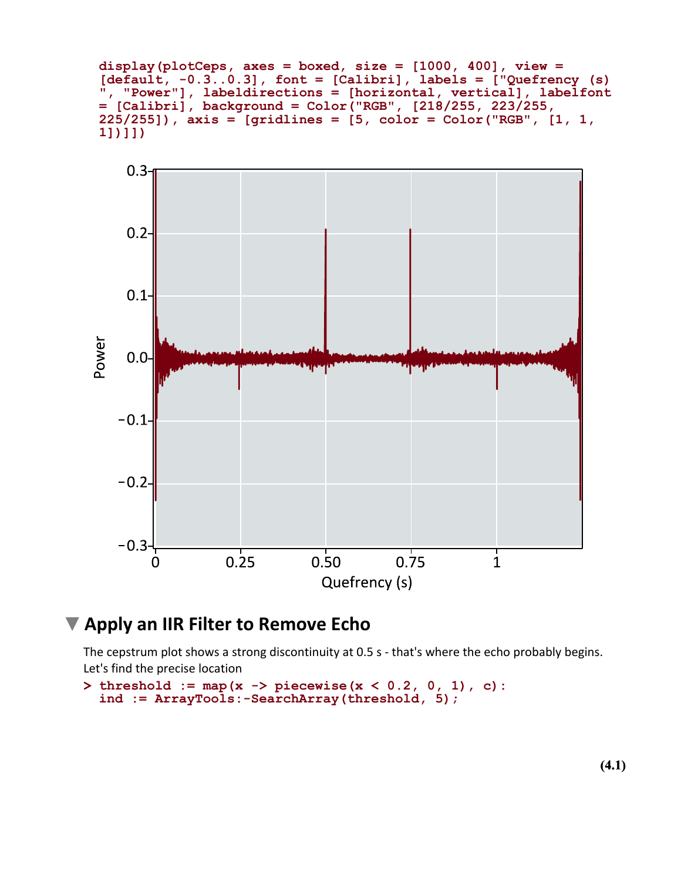```
display(plotCeps, axes = boxed, size = [1000, 400], view =
[default, -0.3..0.3], font = [Calibri], labels = ["Quefrency (s)
", "Power"], labeldirections = [horizontal, vertical], labelfont
= [Calibri], background = Color("RGB", [218/255, 223/255,
225/255]), axis = [gridlines = [5, color = Color("RGB", [1, 1,
1])]])
```

## Apply an IIR Filter to Remove Echo

The cepstrum plot shows a strong discontinuity at 0.5 s - that's where the echo probably begins. Let's find the precise location

```
> threshold := map(x -> piecewise(x < 0.2, 0, 1), c):
  ind := ArrayTools:-SearchArray(threshold, 5);
```

**(4.1)**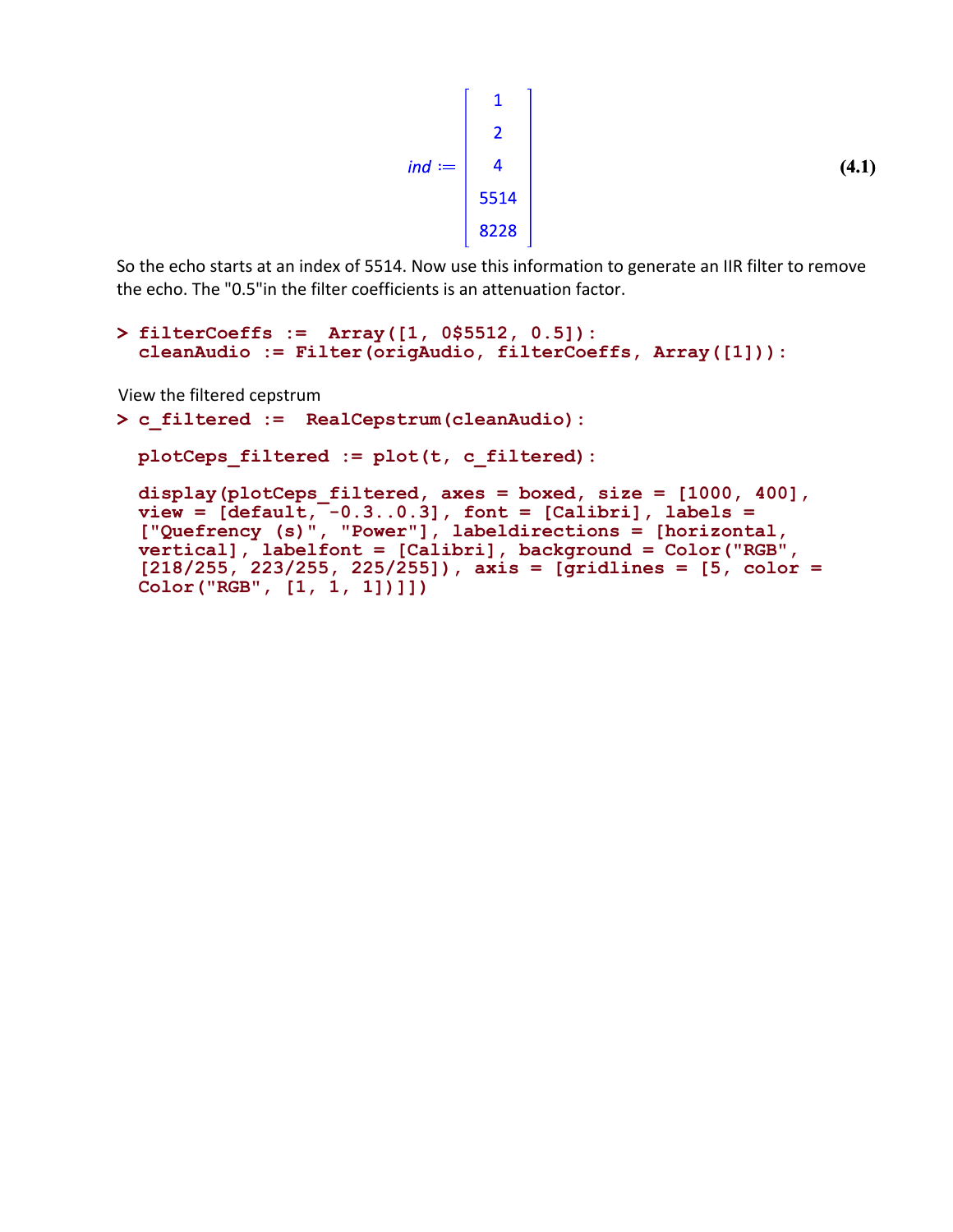$$ind := \begin{bmatrix} 1 \\ 2 \\ 4 \\ 5514 \\ 8228 \end{bmatrix} \quad \textbf{(4.1)}$$

So the echo starts at an index of 5514. Now use this information to generate an IIR filter to remove the echo. The "0.5"in the filter coefficients is an attenuation factor.

```
> filterCoeffs :=  Array([1, 0$5512, 0.5]):
  cleanAudio := Filter(origAudio, filterCoeffs, Array([1])):
```

View the filtered cepstrum

```
> c_filtered :=  RealCepstrum(cleanAudio):

  plotCeps_filtered := plot(t, c_filtered):

  display(plotCeps_filtered, axes = boxed, size = [1000, 400],
  view = [default, -0.3..0.3], font = [Calibri], labels =
  ["Quefrency (s)", "Power"], labeldirections = [horizontal,
  vertical], labelfont = [Calibri], background = Color("RGB",
  [218/255, 223/255, 225/255]), axis = [gridlines = [5, color =
  Color("RGB", [1, 1, 1])]])
```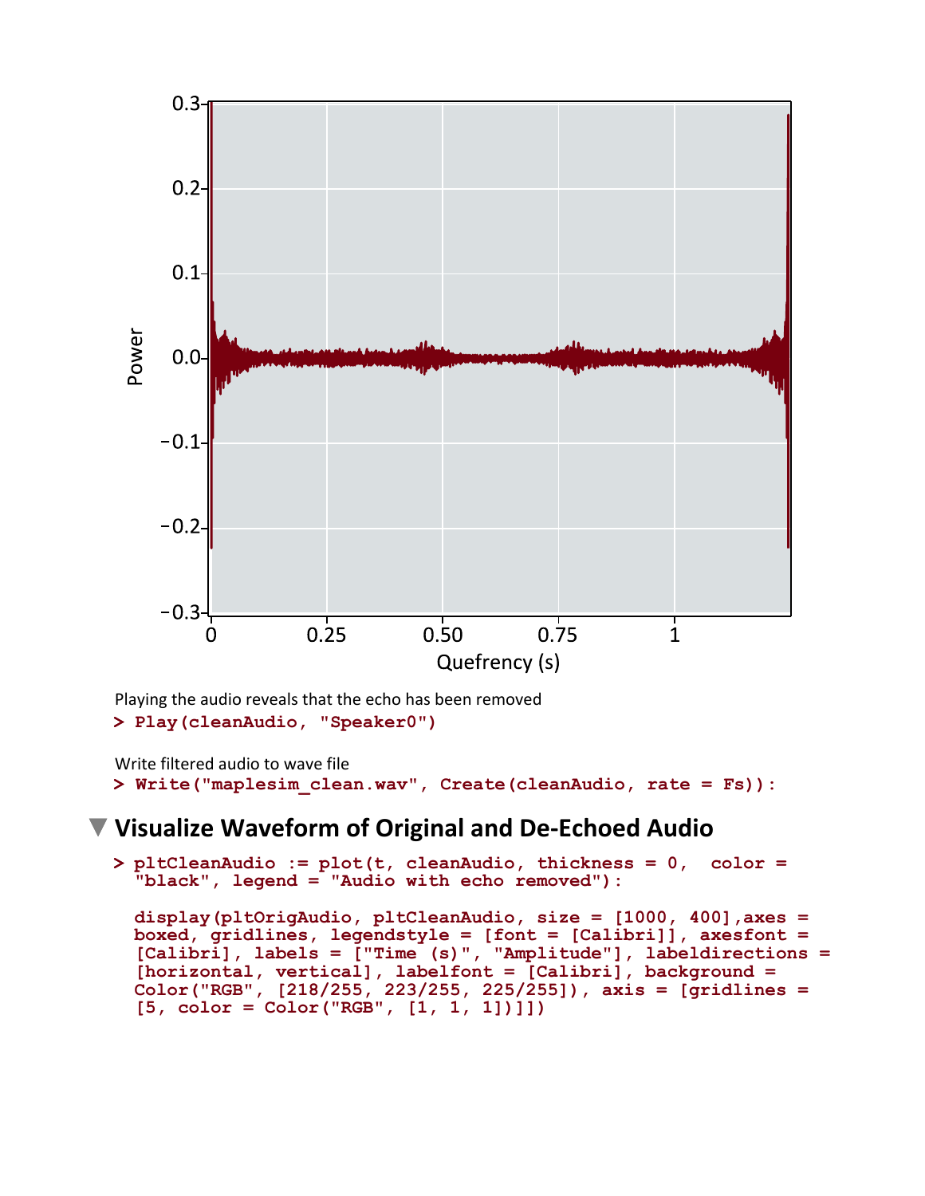Playing the audio reveals that the echo has been removed

```
> Play(cleanAudio, "Speaker0")
```

Write filtered audio to wave file

```
> Write("maplesim_clean.wav", Create(cleanAudio, rate = Fs)):
```

## Visualize Waveform of Original and De-Echoed Audio

```
> pltCleanAudio := plot(t, cleanAudio, thickness = 0,  color = 
  "black", legend = "Audio with echo removed"):

  display(pltOrigAudio, pltCleanAudio, size = [1000, 400],axes = 
  boxed, gridlines, legendstyle = [font = [Calibri]], axesfont = 
  [Calibri], labels = ["Time (s)", "Amplitude"], labeldirections = 
  [horizontal, vertical], labelfont = [Calibri], background = 
  Color("RGB", [218/255, 223/255, 225/255]), axis = [gridlines = 
  [5, color = Color("RGB", [1, 1, 1])]])
```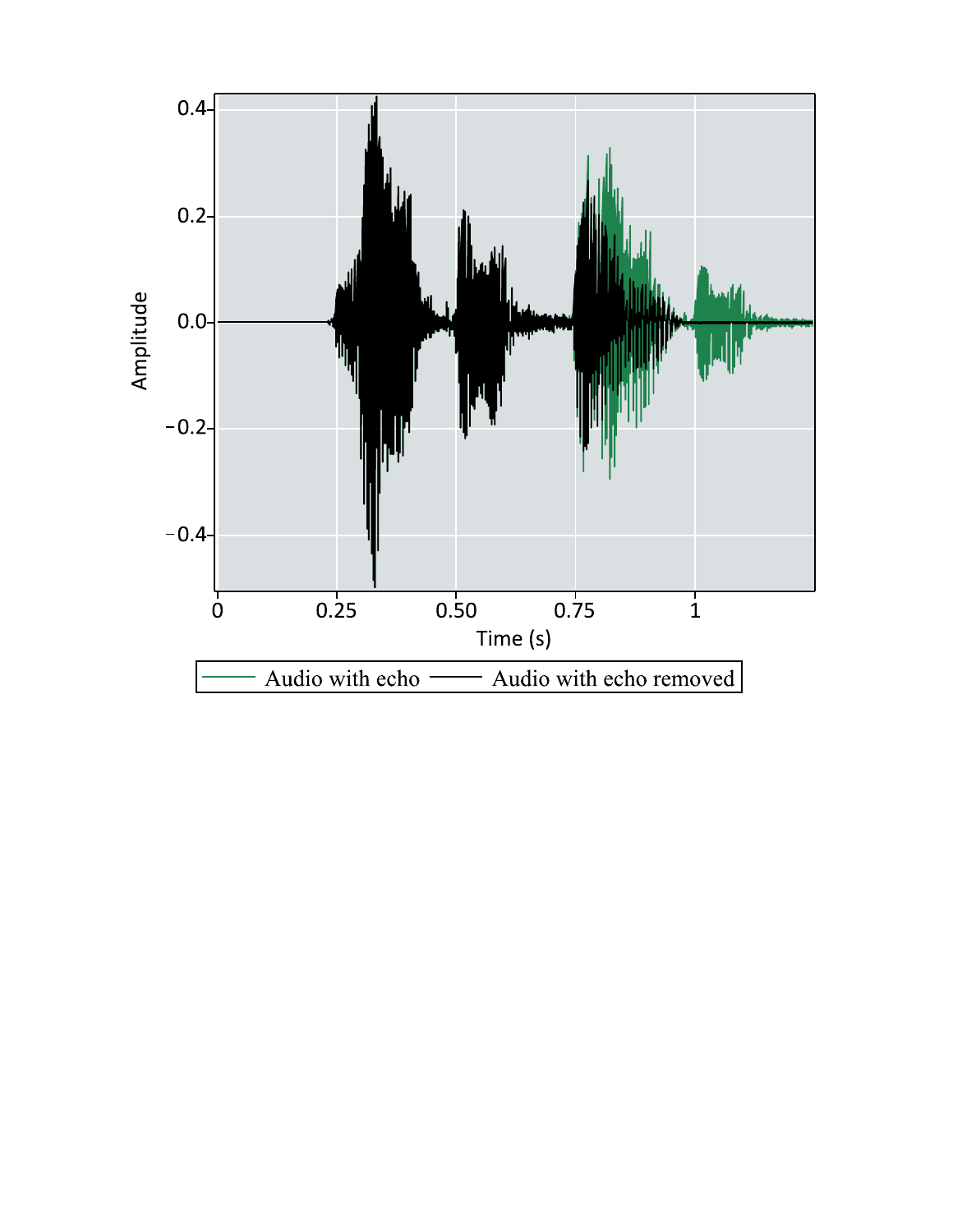0.4
0.2
0.0
−0.2
−0.4

Amplitude

0
0.25
0.50
0.75
1

Time (s)

Audio with echo
Audio with echo removed